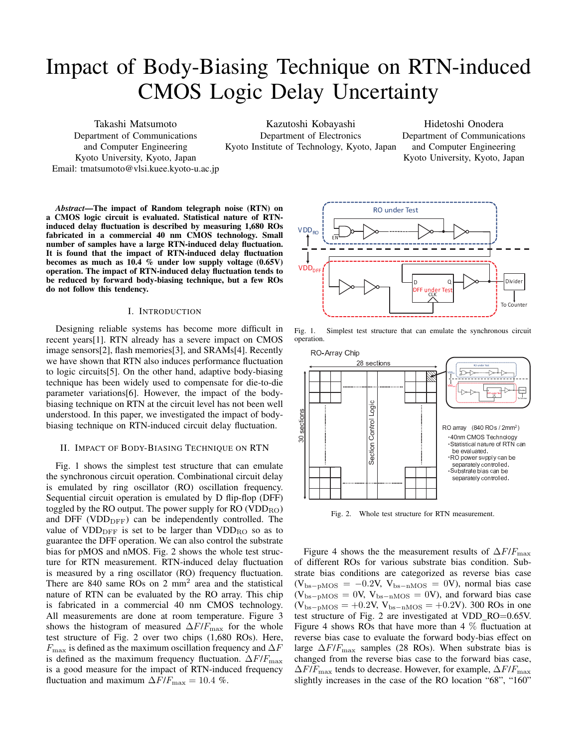# Impact of Body-Biasing Technique on RTN-induced CMOS Logic Delay Uncertainty

Takashi Matsumoto
Department of Communications and Computer Engineering
Kyoto University, Kyoto, Japan
Email: tmatsumoto@vlsi.kuee.kyoto-u.ac.jp

Kazutoshi Kobayashi
Department of Electronics
Kyoto Institute of Technology, Kyoto, Japan

Hidetoshi Onodera
Department of Communications and Computer Engineering
Kyoto University, Kyoto, Japan

***Abstract*—The impact of Random telegraph noise (RTN) on a CMOS logic circuit is evaluated. Statistical nature of RTN-induced delay fluctuation is described by measuring 1,680 ROs fabricated in a commercial 40 nm CMOS technology. Small number of samples have a large RTN-induced delay fluctuation. It is found that the impact of RTN-induced delay fluctuation becomes as much as 10.4 % under low supply voltage (0.65V) operation. The impact of RTN-induced delay fluctuation tends to be reduced by forward body-biasing technique, but a few ROs do not follow this tendency.**

## I. Introduction

Designing reliable systems has become more difficult in recent years[1]. RTN already has a severe impact on CMOS image sensors[2], flash memories[3], and SRAMs[4]. Recently we have shown that RTN also induces performance fluctuation to logic circuits[5]. On the other hand, adaptive body-biasing technique has been widely used to compensate for die-to-die parameter variations[6]. However, the impact of the body-biasing technique on RTN at the circuit level has not been well understood. In this paper, we investigated the impact of body-biasing technique on RTN-induced circuit delay fluctuation.

## II. Impact of Body-Biasing Technique on RTN

Fig. 1 shows the simplest test structure that can emulate the synchronous circuit operation. Combinational circuit delay is emulated by ring oscillator (RO) oscillation frequency. Sequential circuit operation is emulated by D flip-flop (DFF) toggled by the RO output. The power supply for RO ($\mathrm{VDD_{RO}}$) and DFF ($\mathrm{VDD_{DFF}}$) can be independently controlled. The value of $\mathrm{VDD_{DFF}}$ is set to be larger than $\mathrm{VDD_{RO}}$ so as to guarantee the DFF operation. We can also control the substrate bias for pMOS and nMOS. Fig. 2 shows the whole test structure for RTN measurement. RTN-induced delay fluctuation is measured by a ring oscillator (RO) frequency fluctuation. There are 840 same ROs on 2 $\mathrm{mm^2}$ area and the statistical nature of RTN can be evaluated by the RO array. This chip is fabricated in a commercial 40 nm CMOS technology. All measurements are done at room temperature. Figure 3 shows the histogram of measured $\Delta F/F_{\max}$ for the whole test structure of Fig. 2 over two chips (1,680 ROs). Here, $F_{\max}$ is defined as the maximum oscillation frequency and $\Delta F$ is defined as the maximum frequency fluctuation. $\Delta F/F_{\max}$ is a good measure for the impact of RTN-induced frequency fluctuation and maximum $\Delta F/F_{\max} = 10.4$ %.

Fig. 1. Simplest test structure that can emulate the synchronous circuit operation.

Fig. 2. Whole test structure for RTN measurement.

Figure 4 shows the the measurement results of $\Delta F/F_{\max}$ of different ROs for various substrate bias condition. Substrate bias conditions are categorized as reverse bias case ($\mathrm{V_{bs-pMOS}} = -0.2$V, $\mathrm{V_{bs-nMOS}} = 0$V), normal bias case ($\mathrm{V_{bs-pMOS}} = 0$V, $\mathrm{V_{bs-nMOS}} = 0$V), and forward bias case ($\mathrm{V_{bs-pMOS}} = +0.2$V, $\mathrm{V_{bs-nMOS}} = +0.2$V). 300 ROs in one test structure of Fig. 2 are investigated at VDD_RO=0.65V. Figure 4 shows ROs that have more than 4 % fluctuation at reverse bias case to evaluate the forward body-bias effect on large $\Delta F/F_{\max}$ samples (28 ROs). When substrate bias is changed from the reverse bias case to the forward bias case, $\Delta F/F_{\max}$ tends to decrease. However, for example, $\Delta F/F_{\max}$ slightly increases in the case of the RO location "68", "160"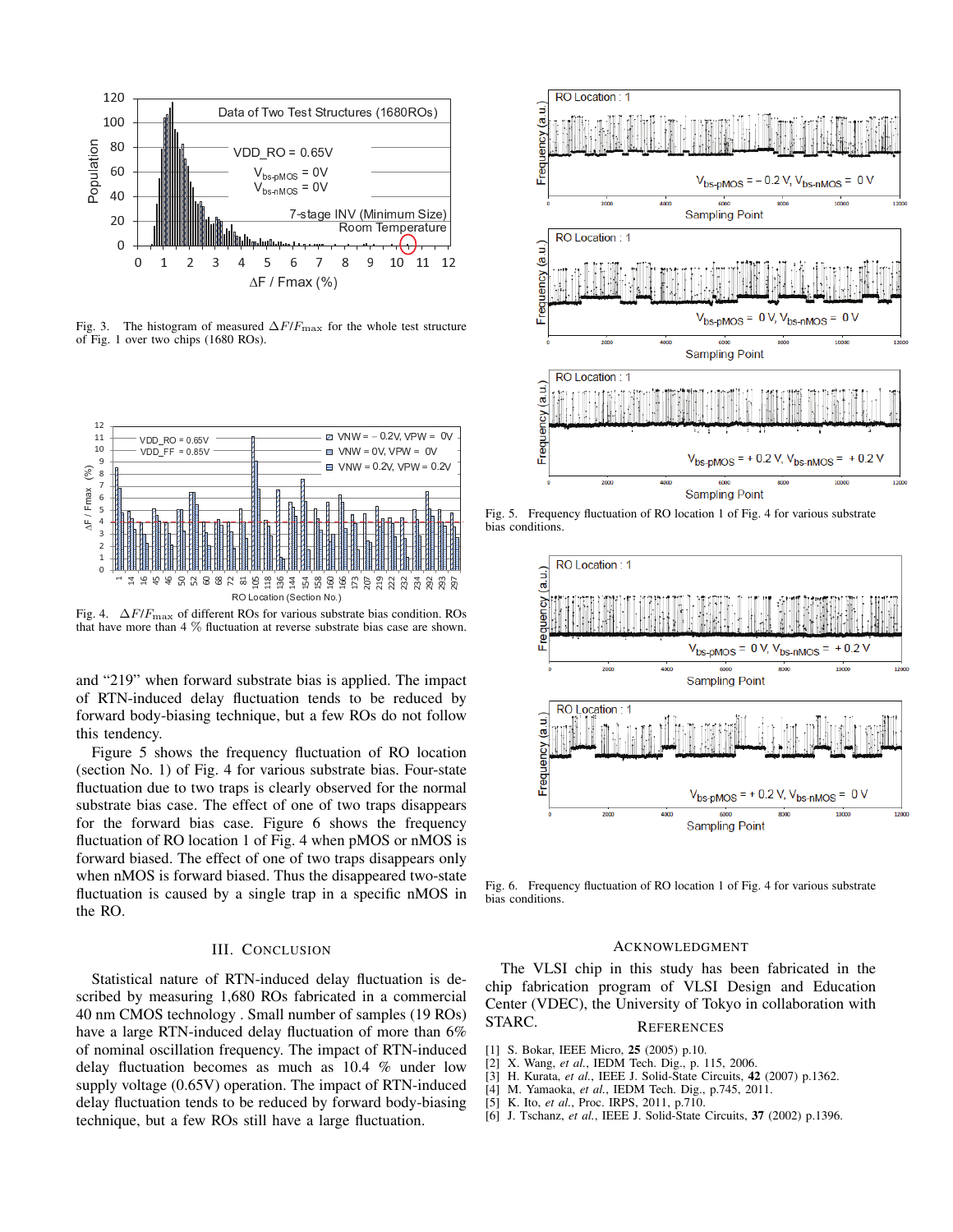120
100
80
60
40
20
0
Population
Data of Two Test Structures (1680ROs)
VDD_RO = 0.65V
$V_{bs\text{-}pMOS}$ = 0V
$V_{bs\text{-}nMOS}$ = 0V
7-stage INV (Minimum Size)
Room Temperature
0 1 2 3 4 5 6 7 8 9 10 11 12
ΔF / Fmax (%)

Fig. 3. The histogram of measured $\Delta F/F_{\max}$ for the whole test structure of Fig. 1 over two chips (1680 ROs).

12
11
10
9
8
7
6
5
4
3
2
1
0
ΔF / Fmax (%)
VDD_RO = 0.65V
VDD_FF = 0.85V
VNW = – 0.2V, VPW = 0V
VNW = 0V, VPW = 0V
VNW = 0.2V, VPW = 0.2V
1 14 16 45 46 50 52 60 68 72 81 105 118 136 144 154 158 160 166 173 207 219 222 232 234 292 293 297
RO Location (Section No.)

Fig. 4. $\Delta F/F_{\max}$ of different ROs for various substrate bias condition. ROs that have more than 4 % fluctuation at reverse substrate bias case are shown.

and "219" when forward substrate bias is applied. The impact of RTN-induced delay fluctuation tends to be reduced by forward body-biasing technique, but a few ROs do not follow this tendency.

Figure 5 shows the frequency fluctuation of RO location (section No. 1) of Fig. 4 for various substrate bias. Four-state fluctuation due to two traps is clearly observed for the normal substrate bias case. The effect of one of two traps disappears for the forward bias case. Figure 6 shows the frequency fluctuation of RO location 1 of Fig. 4 when pMOS or nMOS is forward biased. The effect of one of two traps disappears only when nMOS is forward biased. Thus the disappeared two-state fluctuation is caused by a single trap in a specific nMOS in the RO.

RO Location : 1
Frequency (a.u.)
$V_{bs\text{-}pMOS}$ = – 0.2 V, $V_{bs\text{-}nMOS}$ = 0 V
0 2000 4000 6000 8000 10000 12000
Sampling Point

RO Location : 1
Frequency (a.u.)
$V_{bs\text{-}pMOS}$ = 0 V, $V_{bs\text{-}nMOS}$ = 0 V
0 2000 4000 6000 8000 10000 12000
Sampling Point

RO Location : 1
Frequency (a.u.)
$V_{bs\text{-}pMOS}$ = + 0.2 V, $V_{bs\text{-}nMOS}$ = + 0.2 V
0 2000 4000 6000 8000 10000 12000
Sampling Point

Fig. 5. Frequency fluctuation of RO location 1 of Fig. 4 for various substrate bias conditions.

RO Location : 1
Frequency (a.u.)
$V_{bs\text{-}pMOS}$ = 0 V, $V_{bs\text{-}nMOS}$ = + 0.2 V
0 2000 4000 6000 8000 10000 12000
Sampling Point

RO Location : 1
Frequency (a.u.)
$V_{bs\text{-}pMOS}$ = + 0.2 V, $V_{bs\text{-}nMOS}$ = 0 V
0 2000 4000 6000 8000 10000 12000
Sampling Point

Fig. 6. Frequency fluctuation of RO location 1 of Fig. 4 for various substrate bias conditions.

## III. Conclusion

Statistical nature of RTN-induced delay fluctuation is described by measuring 1,680 ROs fabricated in a commercial 40 nm CMOS technology . Small number of samples (19 ROs) have a large RTN-induced delay fluctuation of more than 6% of nominal oscillation frequency. The impact of RTN-induced delay fluctuation becomes as much as 10.4 % under low supply voltage (0.65V) operation. The impact of RTN-induced delay fluctuation tends to be reduced by forward body-biasing technique, but a few ROs still have a large fluctuation.

## Acknowledgment

The VLSI chip in this study has been fabricated in the chip fabrication program of VLSI Design and Education Center (VDEC), the University of Tokyo in collaboration with STARC.

## References

[1] S. Bokar, IEEE Micro, **25** (2005) p.10.
[2] X. Wang, *et al.*, IEDM Tech. Dig., p. 115, 2006.
[3] H. Kurata, *et al.*, IEEE J. Solid-State Circuits, **42** (2007) p.1362.
[4] M. Yamaoka, *et al.*, IEDM Tech. Dig., p.745, 2011.
[5] K. Ito, *et al.*, Proc. IRPS, 2011, p.710.
[6] J. Tschanz, *et al.*, IEEE J. Solid-State Circuits, **37** (2002) p.1396.